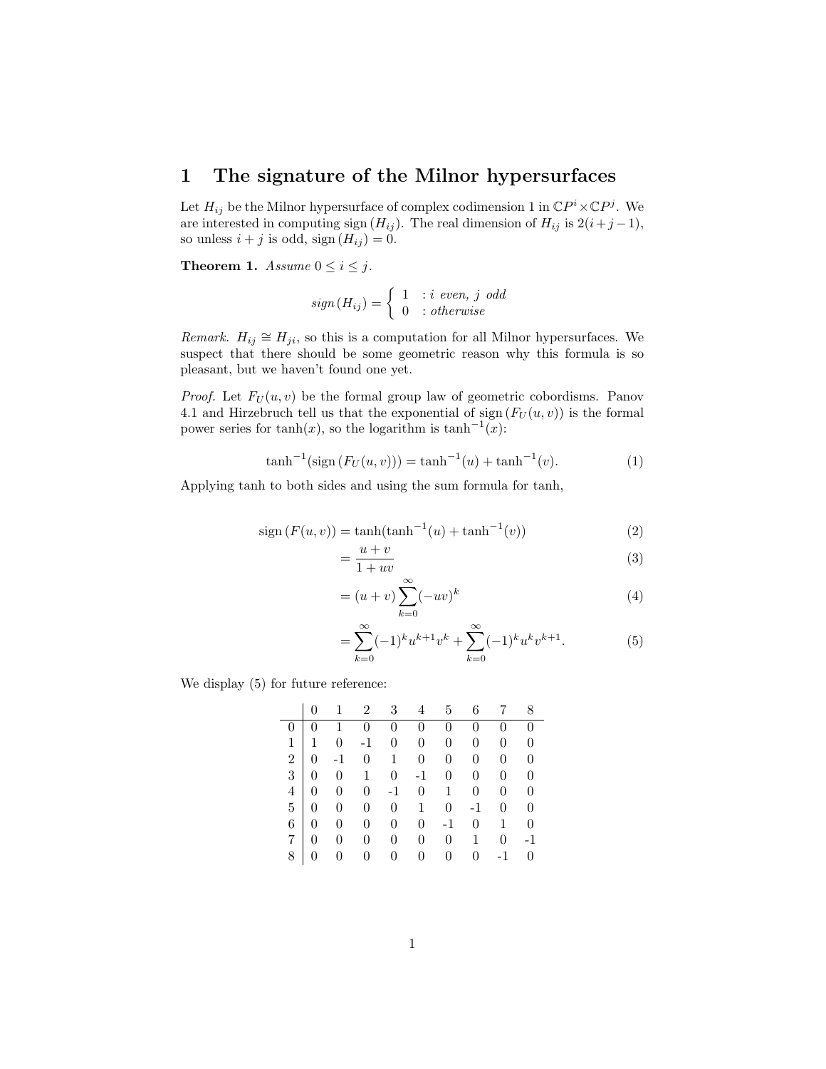# 1 The signature of the Milnor hypersurfaces

Let $H_{ij}$ be the Milnor hypersurface of complex codimension 1 in $\mathbb{C}P^i \times \mathbb{C}P^j$. We are interested in computing $\text{sign}\,(H_{ij})$. The real dimension of $H_{ij}$ is $2(i+j-1)$, so unless $i+j$ is odd, $\text{sign}\,(H_{ij}) = 0$.

**Theorem 1.** *Assume* $0 \le i \le j$.

$$\text{sign}\,(H_{ij}) = \begin{cases} 1 & : i \text{ even, } j \text{ odd} \\ 0 & : \text{otherwise} \end{cases}$$

*Remark.* $H_{ij} \cong H_{ji}$, so this is a computation for all Milnor hypersurfaces. We suspect that there should be some geometric reason why this formula is so pleasant, but we haven't found one yet.

*Proof.* Let $F_U(u,v)$ be the formal group law of geometric cobordisms. Panov 4.1 and Hirzebruch tell us that the exponential of $\text{sign}\,(F_U(u,v))$ is the formal power series for $\tanh(x)$, so the logarithm is $\tanh^{-1}(x)$:

$$\tanh^{-1}(\text{sign}\,(F_U(u,v))) = \tanh^{-1}(u) + \tanh^{-1}(v). \tag{1}$$

Applying tanh to both sides and using the sum formula for tanh,

$$\begin{aligned}
\text{sign}\,(F(u,v)) &= \tanh(\tanh^{-1}(u) + \tanh^{-1}(v)) & (2)\\
&= \frac{u+v}{1+uv} & (3)\\
&= (u+v)\sum_{k=0}^{\infty}(-uv)^k & (4)\\
&= \sum_{k=0}^{\infty}(-1)^k u^{k+1}v^k + \sum_{k=0}^{\infty}(-1)^k u^k v^{k+1}. & (5)
\end{aligned}$$

We display (5) for future reference:

| | 0 | 1 | 2 | 3 | 4 | 5 | 6 | 7 | 8 |
|---|---|---|---|---|---|---|---|---|---|
| 0 | 0 | 1 | 0 | 0 | 0 | 0 | 0 | 0 | 0 |
| 1 | 1 | 0 | -1 | 0 | 0 | 0 | 0 | 0 | 0 |
| 2 | 0 | -1 | 0 | 1 | 0 | 0 | 0 | 0 | 0 |
| 3 | 0 | 0 | 1 | 0 | -1 | 0 | 0 | 0 | 0 |
| 4 | 0 | 0 | 0 | -1 | 0 | 1 | 0 | 0 | 0 |
| 5 | 0 | 0 | 0 | 0 | 1 | 0 | -1 | 0 | 0 |
| 6 | 0 | 0 | 0 | 0 | 0 | -1 | 0 | 1 | 0 |
| 7 | 0 | 0 | 0 | 0 | 0 | 0 | 1 | 0 | -1 |
| 8 | 0 | 0 | 0 | 0 | 0 | 0 | 0 | -1 | 0 |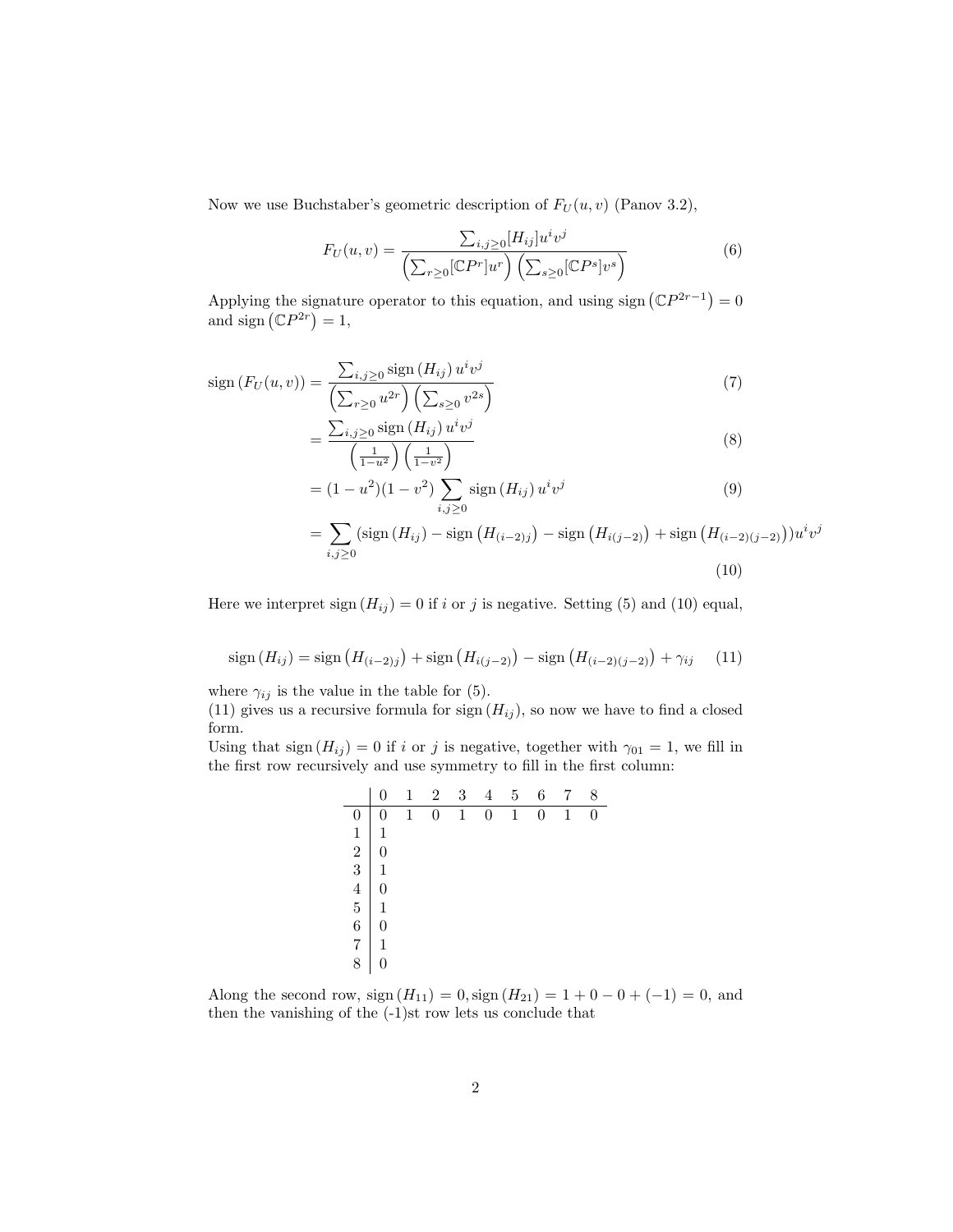Now we use Buchstaber's geometric description of $F_U(u,v)$ (Panov 3.2),

$$F_U(u,v) = \frac{\sum_{i,j\geq 0}[H_{ij}]u^i v^j}{\left(\sum_{r\geq 0}[\mathbb{C}P^r]u^r\right)\left(\sum_{s\geq 0}[\mathbb{C}P^s]v^s\right)} \tag{6}$$

Applying the signature operator to this equation, and using $\operatorname{sign}\left(\mathbb{C}P^{2r-1}\right) = 0$ and $\operatorname{sign}\left(\mathbb{C}P^{2r}\right) = 1$,

$$\begin{aligned}
\operatorname{sign}\left(F_U(u,v)\right) &= \frac{\sum_{i,j\geq 0}\operatorname{sign}\left(H_{ij}\right)u^i v^j}{\left(\sum_{r\geq 0}u^{2r}\right)\left(\sum_{s\geq 0}v^{2s}\right)} &(7)\\
&= \frac{\sum_{i,j\geq 0}\operatorname{sign}\left(H_{ij}\right)u^i v^j}{\left(\frac{1}{1-u^2}\right)\left(\frac{1}{1-v^2}\right)} &(8)\\
&= (1-u^2)(1-v^2)\sum_{i,j\geq 0}\operatorname{sign}\left(H_{ij}\right)u^i v^j &(9)\\
&= \sum_{i,j\geq 0}\left(\operatorname{sign}\left(H_{ij}\right) - \operatorname{sign}\left(H_{(i-2)j}\right) - \operatorname{sign}\left(H_{i(j-2)}\right) + \operatorname{sign}\left(H_{(i-2)(j-2)}\right)\right)u^i v^j &(10)
\end{aligned}$$

Here we interpret $\operatorname{sign}\left(H_{ij}\right) = 0$ if $i$ or $j$ is negative. Setting (5) and (10) equal,

$$\operatorname{sign}\left(H_{ij}\right) = \operatorname{sign}\left(H_{(i-2)j}\right) + \operatorname{sign}\left(H_{i(j-2)}\right) - \operatorname{sign}\left(H_{(i-2)(j-2)}\right) + \gamma_{ij} \tag{11}$$

where $\gamma_{ij}$ is the value in the table for (5).

(11) gives us a recursive formula for $\operatorname{sign}\left(H_{ij}\right)$, so now we have to find a closed form.

Using that $\operatorname{sign}\left(H_{ij}\right) = 0$ if $i$ or $j$ is negative, together with $\gamma_{01} = 1$, we fill in the first row recursively and use symmetry to fill in the first column:

|   | 0 | 1 | 2 | 3 | 4 | 5 | 6 | 7 | 8 |
|---|---|---|---|---|---|---|---|---|---|
| 0 | 0 | 1 | 0 | 1 | 0 | 1 | 0 | 1 | 0 |
| 1 | 1 | | | | | | | | |
| 2 | 0 | | | | | | | | |
| 3 | 1 | | | | | | | | |
| 4 | 0 | | | | | | | | |
| 5 | 1 | | | | | | | | |
| 6 | 0 | | | | | | | | |
| 7 | 1 | | | | | | | | |
| 8 | 0 | | | | | | | | |

Along the second row, $\operatorname{sign}\left(H_{11}\right) = 0, \operatorname{sign}\left(H_{21}\right) = 1 + 0 - 0 + (-1) = 0$, and then the vanishing of the (-1)st row lets us conclude that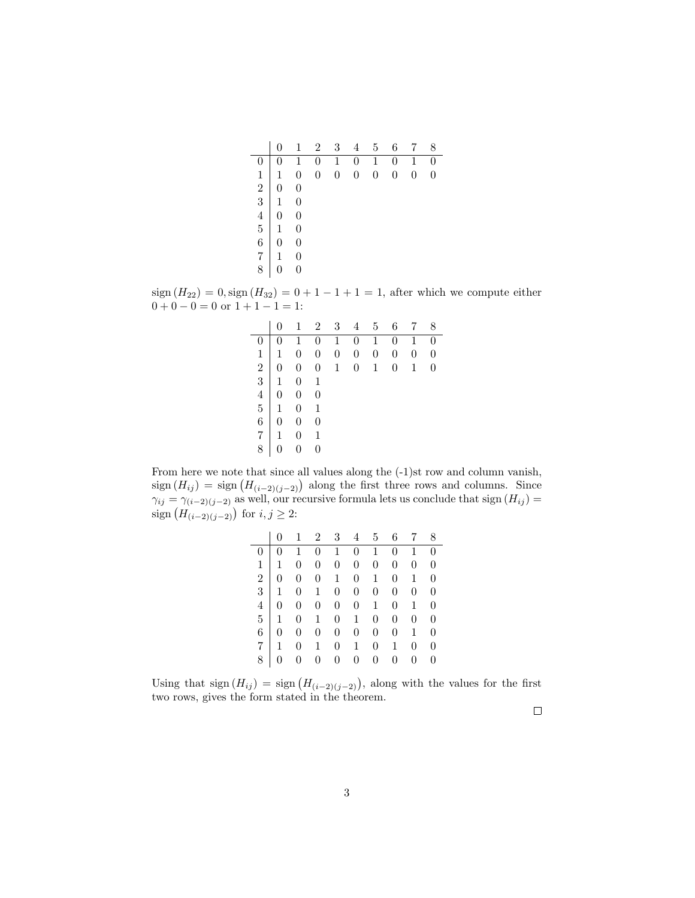|   | 0 | 1 | 2 | 3 | 4 | 5 | 6 | 7 | 8 |
|---|---|---|---|---|---|---|---|---|---|
| 0 | 0 | 1 | 0 | 1 | 0 | 1 | 0 | 1 | 0 |
| 1 | 1 | 0 | 0 | 0 | 0 | 0 | 0 | 0 | 0 |
| 2 | 0 | 0 | | | | | | | |
| 3 | 1 | 0 | | | | | | | |
| 4 | 0 | 0 | | | | | | | |
| 5 | 1 | 0 | | | | | | | |
| 6 | 0 | 0 | | | | | | | |
| 7 | 1 | 0 | | | | | | | |
| 8 | 0 | 0 | | | | | | | |

$\operatorname{sign}(H_{22}) = 0, \operatorname{sign}(H_{32}) = 0 + 1 - 1 + 1 = 1$, after which we compute either $0 + 0 - 0 = 0$ or $1 + 1 - 1 = 1$:

|   | 0 | 1 | 2 | 3 | 4 | 5 | 6 | 7 | 8 |
|---|---|---|---|---|---|---|---|---|---|
| 0 | 0 | 1 | 0 | 1 | 0 | 1 | 0 | 1 | 0 |
| 1 | 1 | 0 | 0 | 0 | 0 | 0 | 0 | 0 | 0 |
| 2 | 0 | 0 | 0 | 1 | 0 | 1 | 0 | 1 | 0 |
| 3 | 1 | 0 | 1 | | | | | | |
| 4 | 0 | 0 | 0 | | | | | | |
| 5 | 1 | 0 | 1 | | | | | | |
| 6 | 0 | 0 | 0 | | | | | | |
| 7 | 1 | 0 | 1 | | | | | | |
| 8 | 0 | 0 | 0 | | | | | | |

From here we note that since all values along the (-1)st row and column vanish, $\operatorname{sign}(H_{ij}) = \operatorname{sign}(H_{(i-2)(j-2)})$ along the first three rows and columns. Since $\gamma_{ij} = \gamma_{(i-2)(j-2)}$ as well, our recursive formula lets us conclude that $\operatorname{sign}(H_{ij}) = \operatorname{sign}(H_{(i-2)(j-2)})$ for $i, j \geq 2$:

|   | 0 | 1 | 2 | 3 | 4 | 5 | 6 | 7 | 8 |
|---|---|---|---|---|---|---|---|---|---|
| 0 | 0 | 1 | 0 | 1 | 0 | 1 | 0 | 1 | 0 |
| 1 | 1 | 0 | 0 | 0 | 0 | 0 | 0 | 0 | 0 |
| 2 | 0 | 0 | 0 | 1 | 0 | 1 | 0 | 1 | 0 |
| 3 | 1 | 0 | 1 | 0 | 0 | 0 | 0 | 0 | 0 |
| 4 | 0 | 0 | 0 | 0 | 0 | 1 | 0 | 1 | 0 |
| 5 | 1 | 0 | 1 | 0 | 1 | 0 | 0 | 0 | 0 |
| 6 | 0 | 0 | 0 | 0 | 0 | 0 | 0 | 1 | 0 |
| 7 | 1 | 0 | 1 | 0 | 1 | 0 | 1 | 0 | 0 |
| 8 | 0 | 0 | 0 | 0 | 0 | 0 | 0 | 0 | 0 |

Using that $\operatorname{sign}(H_{ij}) = \operatorname{sign}(H_{(i-2)(j-2)})$, along with the values for the first two rows, gives the form stated in the theorem.

□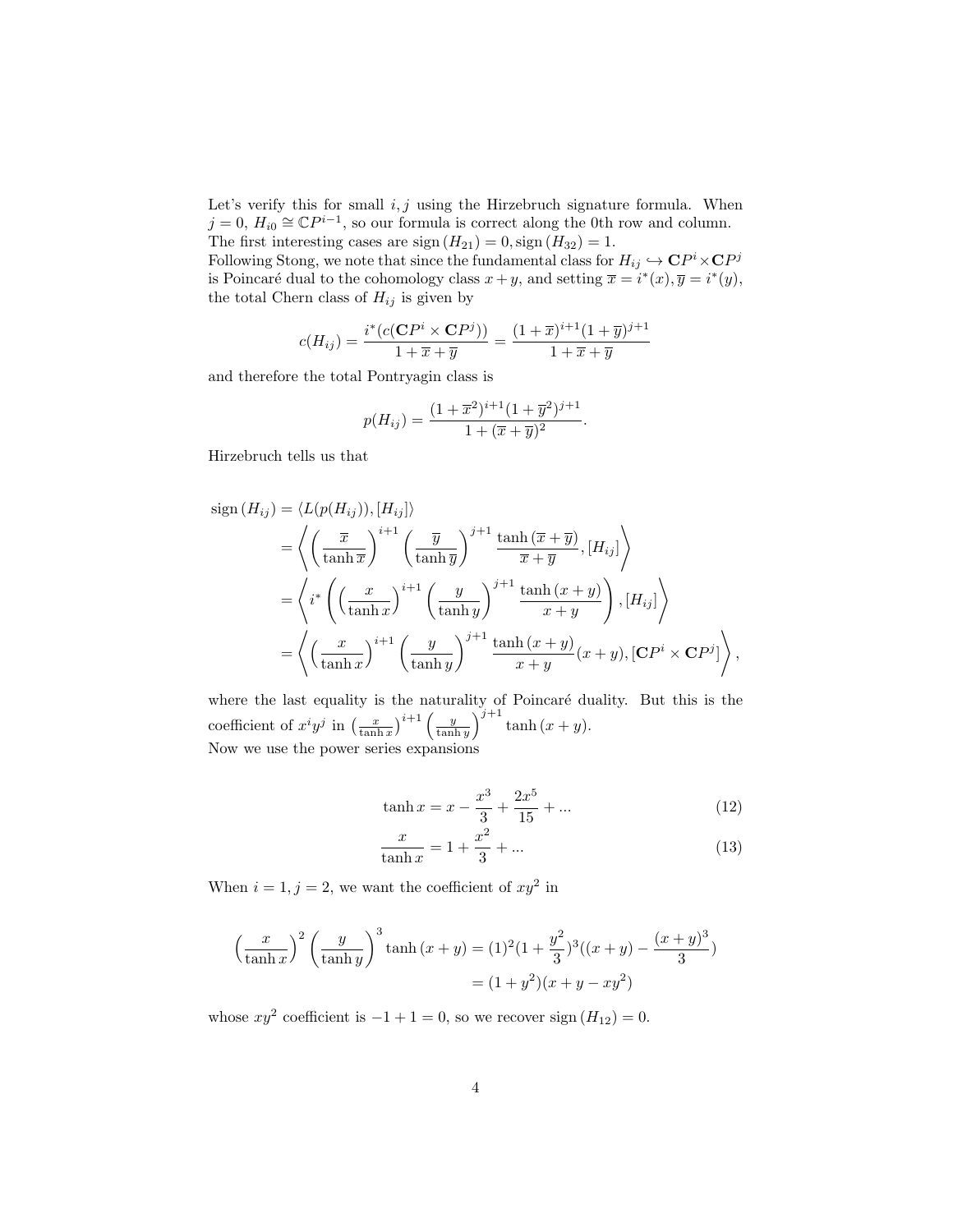Let's verify this for small $i, j$ using the Hirzebruch signature formula. When $j = 0$, $H_{i0} \cong \mathbb{C}P^{i-1}$, so our formula is correct along the 0th row and column. The first interesting cases are $\text{sign}\,(H_{21}) = 0, \text{sign}\,(H_{32}) = 1$.
Following Stong, we note that since the fundamental class for $H_{ij} \hookrightarrow \mathbf{C}P^i \times \mathbf{C}P^j$ is Poincaré dual to the cohomology class $x + y$, and setting $\overline{x} = i^*(x), \overline{y} = i^*(y)$, the total Chern class of $H_{ij}$ is given by

$$c(H_{ij}) = \frac{i^*(c(\mathbf{C}P^i \times \mathbf{C}P^j))}{1 + \overline{x} + \overline{y}} = \frac{(1 + \overline{x})^{i+1}(1 + \overline{y})^{j+1}}{1 + \overline{x} + \overline{y}}$$

and therefore the total Pontryagin class is

$$p(H_{ij}) = \frac{(1 + \overline{x}^2)^{i+1}(1 + \overline{y}^2)^{j+1}}{1 + (\overline{x} + \overline{y})^2}.$$

Hirzebruch tells us that

$$\begin{aligned}
\text{sign}\,(H_{ij}) &= \langle L(p(H_{ij})), [H_{ij}] \rangle \\
&= \left\langle \left( \frac{\overline{x}}{\tanh \overline{x}} \right)^{i+1} \left( \frac{\overline{y}}{\tanh \overline{y}} \right)^{j+1} \frac{\tanh\,(\overline{x} + \overline{y})}{\overline{x} + \overline{y}}, [H_{ij}] \right\rangle \\
&= \left\langle i^* \left( \left( \frac{x}{\tanh x} \right)^{i+1} \left( \frac{y}{\tanh y} \right)^{j+1} \frac{\tanh\,(x + y)}{x + y} \right), [H_{ij}] \right\rangle \\
&= \left\langle \left( \frac{x}{\tanh x} \right)^{i+1} \left( \frac{y}{\tanh y} \right)^{j+1} \frac{\tanh\,(x + y)}{x + y}(x + y), [\mathbf{C}P^i \times \mathbf{C}P^j] \right\rangle,
\end{aligned}$$

where the last equality is the naturality of Poincaré duality. But this is the coefficient of $x^i y^j$ in $\left(\frac{x}{\tanh x}\right)^{i+1} \left(\frac{y}{\tanh y}\right)^{j+1} \tanh\,(x + y)$.
Now we use the power series expansions

$$\tanh x = x - \frac{x^3}{3} + \frac{2x^5}{15} + ... \tag{12}$$

$$\frac{x}{\tanh x} = 1 + \frac{x^2}{3} + ... \tag{13}$$

When $i = 1, j = 2$, we want the coefficient of $xy^2$ in

$$\begin{aligned}
\left( \frac{x}{\tanh x} \right)^2 \left( \frac{y}{\tanh y} \right)^3 \tanh\,(x + y) &= (1)^2 (1 + \frac{y^2}{3})^3 ((x + y) - \frac{(x + y)^3}{3}) \\
&= (1 + y^2)(x + y - xy^2)
\end{aligned}$$

whose $xy^2$ coefficient is $-1 + 1 = 0$, so we recover $\text{sign}\,(H_{12}) = 0$.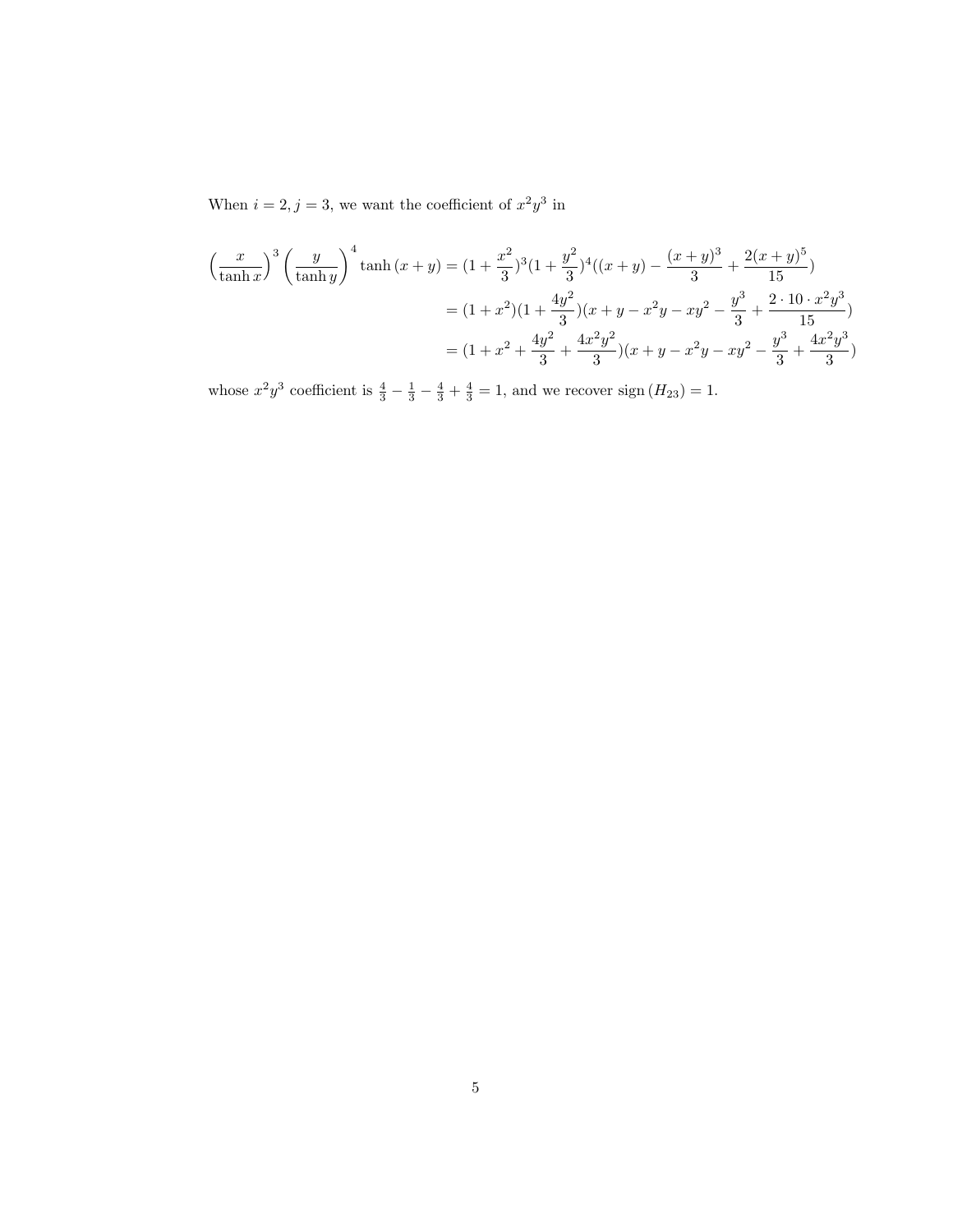When $i = 2, j = 3$, we want the coefficient of $x^2y^3$ in

$$
\begin{aligned}
\left(\frac{x}{\tanh x}\right)^3 \left(\frac{y}{\tanh y}\right)^4 \tanh(x+y) &= (1+\frac{x^2}{3})^3(1+\frac{y^2}{3})^4((x+y) - \frac{(x+y)^3}{3} + \frac{2(x+y)^5}{15}) \\
&= (1+x^2)(1+\frac{4y^2}{3})(x+y-x^2y-xy^2-\frac{y^3}{3}+\frac{2\cdot 10\cdot x^2y^3}{15}) \\
&= (1+x^2+\frac{4y^2}{3}+\frac{4x^2y^2}{3})(x+y-x^2y-xy^2-\frac{y^3}{3}+\frac{4x^2y^3}{3})
\end{aligned}
$$

whose $x^2y^3$ coefficient is $\frac{4}{3} - \frac{1}{3} - \frac{4}{3} + \frac{4}{3} = 1$, and we recover $\operatorname{sign}(H_{23}) = 1$.